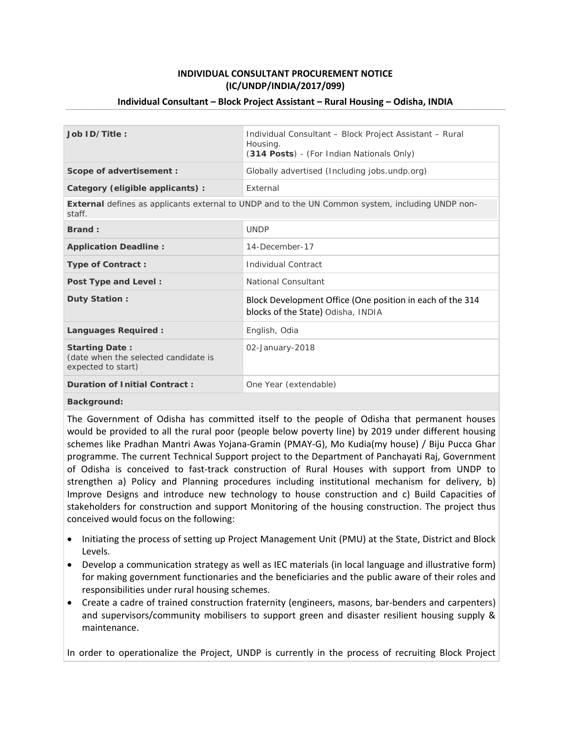**INDIVIDUAL CONSULTANT PROCUREMENT NOTICE**
**(IC/UNDP/INDIA/2017/099)**

**Individual Consultant – Block Project Assistant – Rural Housing – Odisha, INDIA**

| **Job ID/Title :** | Individual Consultant – Block Project Assistant – Rural Housing. (**314 Posts**) - (For Indian Nationals Only) |
|---|---|
| **Scope of advertisement :** | Globally advertised (Including jobs.undp.org) |
| **Category (eligible applicants) :** | External |
| **External** defines as applicants external to UNDP and to the UN Common system, including UNDP non-staff. | |
| **Brand :** | UNDP |
| **Application Deadline :** | 14-December-17 |
| **Type of Contract :** | Individual Contract |
| **Post Type and Level :** | National Consultant |
| **Duty Station :** | Block Development Office (One position in each of the 314 blocks of the State) Odisha, INDIA |
| **Languages Required :** | English, Odia |
| **Starting Date :** (date when the selected candidate is expected to start) | 02-January-2018 |
| **Duration of Initial Contract :** | One Year (extendable) |

**Background:**

The Government of Odisha has committed itself to the people of Odisha that permanent houses would be provided to all the rural poor (people below poverty line) by 2019 under different housing schemes like Pradhan Mantri Awas Yojana-Gramin (PMAY-G), Mo Kudia(my house) / Biju Pucca Ghar programme. The current Technical Support project to the Department of Panchayati Raj, Government of Odisha is conceived to fast-track construction of Rural Houses with support from UNDP to strengthen a) Policy and Planning procedures including institutional mechanism for delivery, b) Improve Designs and introduce new technology to house construction and c) Build Capacities of stakeholders for construction and support Monitoring of the housing construction. The project thus conceived would focus on the following:

- Initiating the process of setting up Project Management Unit (PMU) at the State, District and Block Levels.
- Develop a communication strategy as well as IEC materials (in local language and illustrative form) for making government functionaries and the beneficiaries and the public aware of their roles and responsibilities under rural housing schemes.
- Create a cadre of trained construction fraternity (engineers, masons, bar-benders and carpenters) and supervisors/community mobilisers to support green and disaster resilient housing supply & maintenance.

In order to operationalize the Project, UNDP is currently in the process of recruiting Block Project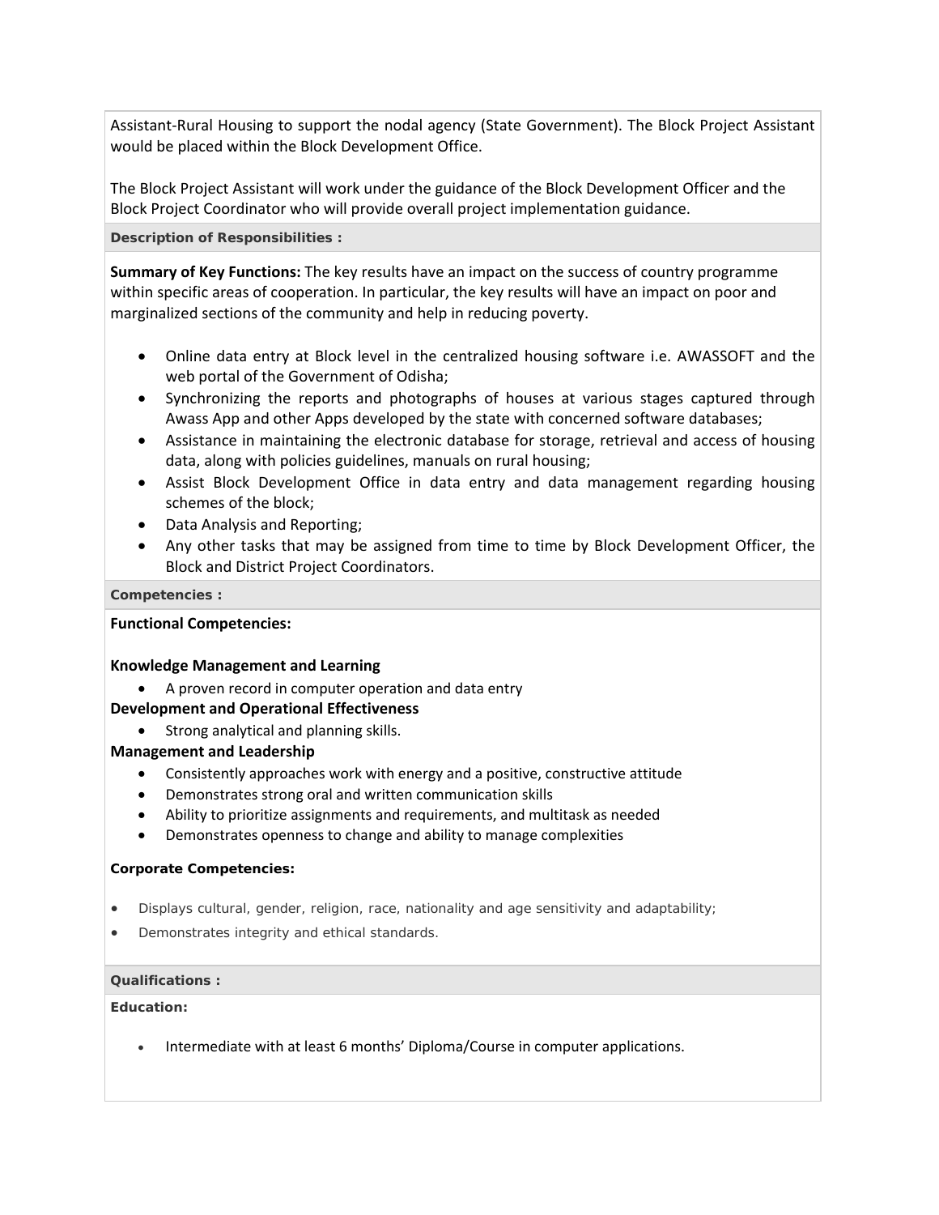Assistant-Rural Housing to support the nodal agency (State Government). The Block Project Assistant would be placed within the Block Development Office.

The Block Project Assistant will work under the guidance of the Block Development Officer and the Block Project Coordinator who will provide overall project implementation guidance.

**Description of Responsibilities :**

**Summary of Key Functions:** The key results have an impact on the success of country programme within specific areas of cooperation. In particular, the key results will have an impact on poor and marginalized sections of the community and help in reducing poverty.

- Online data entry at Block level in the centralized housing software i.e. AWASSOFT and the web portal of the Government of Odisha;
- Synchronizing the reports and photographs of houses at various stages captured through Awass App and other Apps developed by the state with concerned software databases;
- Assistance in maintaining the electronic database for storage, retrieval and access of housing data, along with policies guidelines, manuals on rural housing;
- Assist Block Development Office in data entry and data management regarding housing schemes of the block;
- Data Analysis and Reporting;
- Any other tasks that may be assigned from time to time by Block Development Officer, the Block and District Project Coordinators.

**Competencies :**

**Functional Competencies:**

**Knowledge Management and Learning**

- A proven record in computer operation and data entry

**Development and Operational Effectiveness**

- Strong analytical and planning skills.

**Management and Leadership**

- Consistently approaches work with energy and a positive, constructive attitude
- Demonstrates strong oral and written communication skills
- Ability to prioritize assignments and requirements, and multitask as needed
- Demonstrates openness to change and ability to manage complexities

**Corporate Competencies:**

- Displays cultural, gender, religion, race, nationality and age sensitivity and adaptability;
- Demonstrates integrity and ethical standards.

**Qualifications :**

**Education:**

- Intermediate with at least 6 months' Diploma/Course in computer applications.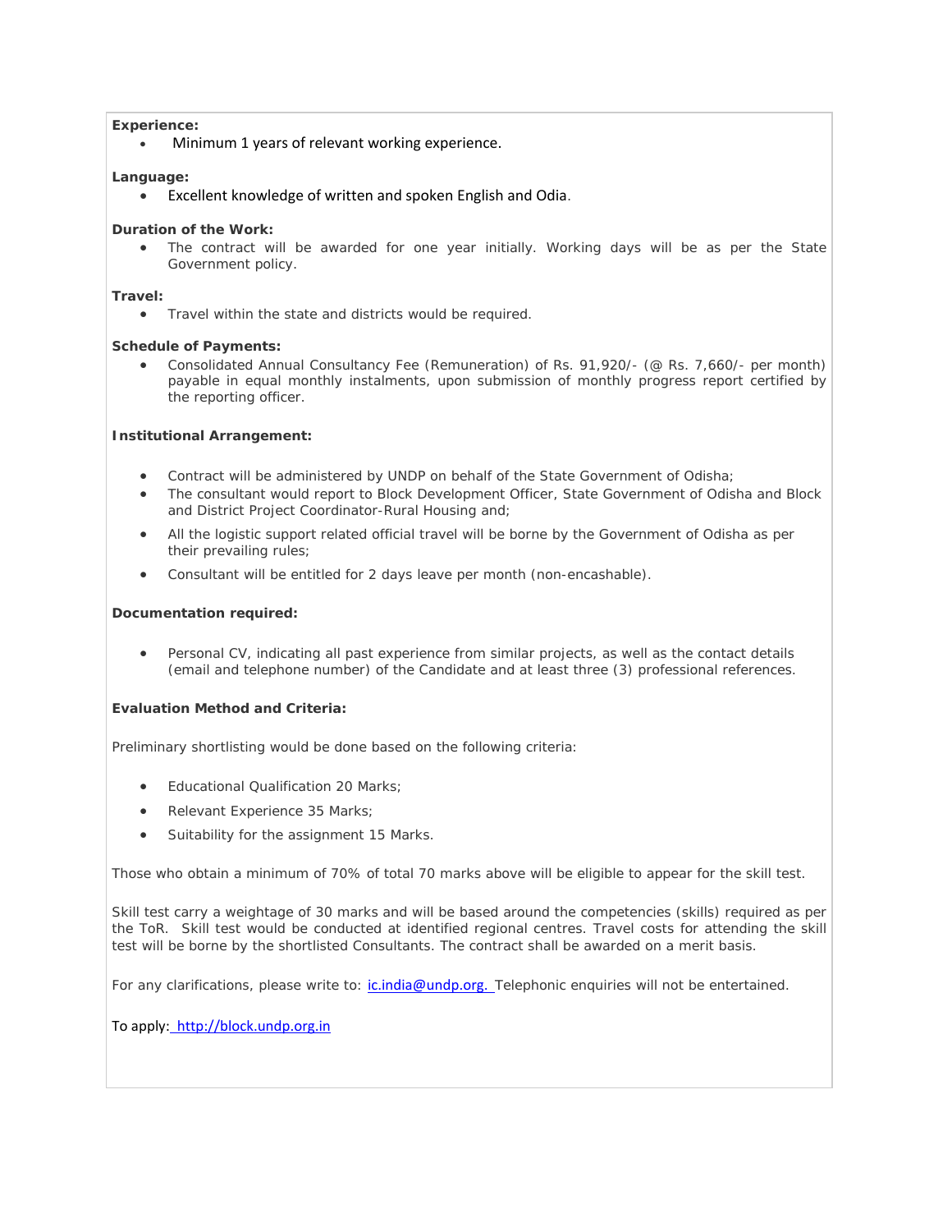**Experience:**

- Minimum 1 years of relevant working experience.

**Language:**

- Excellent knowledge of written and spoken English and Odia.

**Duration of the Work:**

- The contract will be awarded for one year initially. Working days will be as per the State Government policy.

**Travel:**

- Travel within the state and districts would be required.

**Schedule of Payments:**

- Consolidated Annual Consultancy Fee (Remuneration) of Rs. 91,920/- (@ Rs. 7,660/- per month) payable in equal monthly instalments, upon submission of monthly progress report certified by the reporting officer.

**Institutional Arrangement:**

- Contract will be administered by UNDP on behalf of the State Government of Odisha;
- The consultant would report to Block Development Officer, State Government of Odisha and Block and District Project Coordinator-Rural Housing and;
- All the logistic support related official travel will be borne by the Government of Odisha as per their prevailing rules;
- Consultant will be entitled for 2 days leave per month (non-encashable).

**Documentation required:**

- Personal CV, indicating all past experience from similar projects, as well as the contact details (email and telephone number) of the Candidate and at least three (3) professional references.

**Evaluation Method and Criteria:**

Preliminary shortlisting would be done based on the following criteria:

- Educational Qualification 20 Marks;
- Relevant Experience 35 Marks;
- Suitability for the assignment 15 Marks.

Those who obtain a minimum of 70% of total 70 marks above will be eligible to appear for the skill test.

Skill test carry a weightage of 30 marks and will be based around the competencies (skills) required as per the ToR. Skill test would be conducted at identified regional centres. Travel costs for attending the skill test will be borne by the shortlisted Consultants. The contract shall be awarded on a merit basis.

For any clarifications, please write to: ic.india@undp.org. Telephonic enquiries will not be entertained.

To apply: http://block.undp.org.in